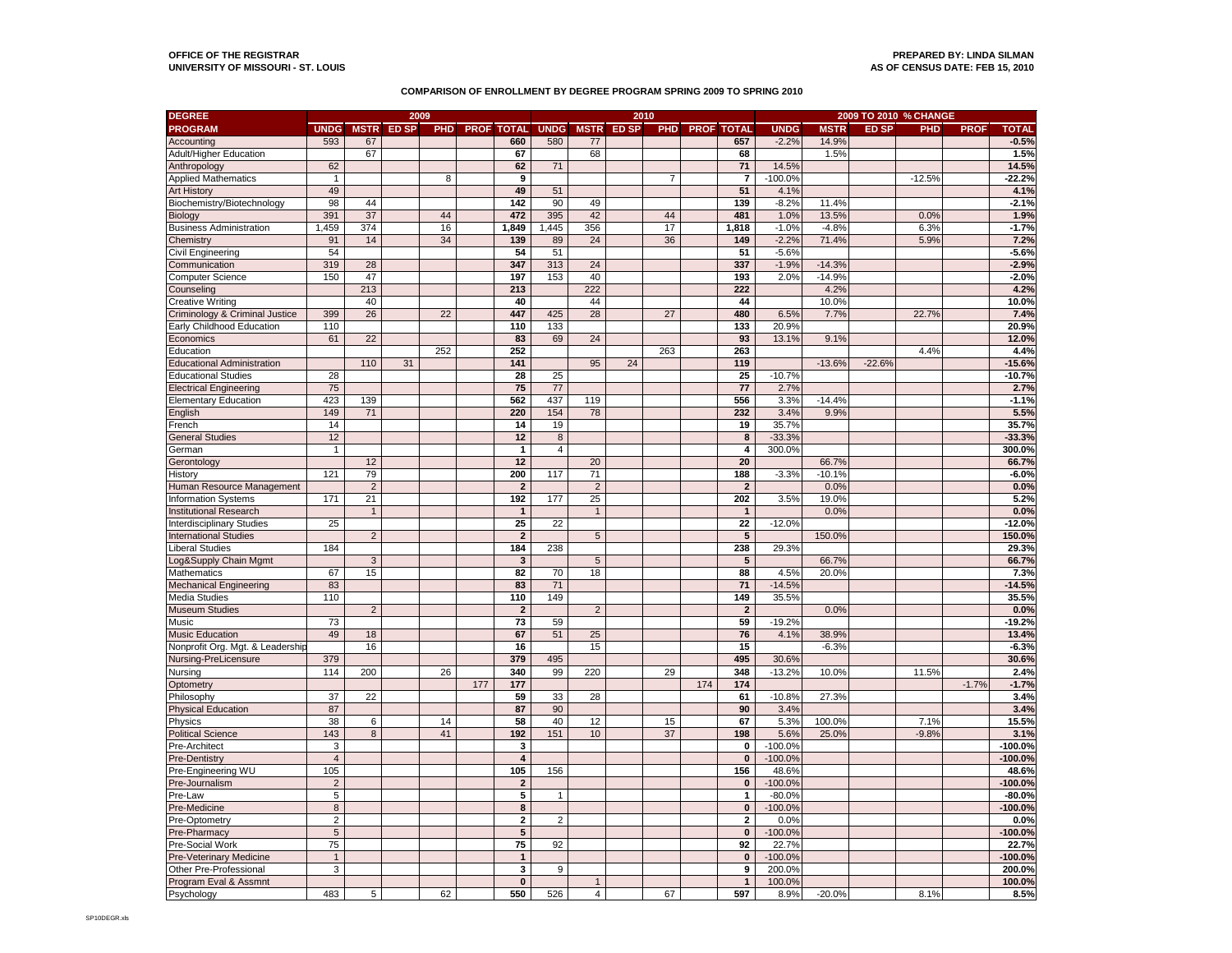**OFFICE OF THE REGISTRAR**
**UNIVERSITY OF MISSOURI - ST. LOUIS**

**PREPARED BY: LINDA SILMAN**
**AS OF CENSUS DATE: FEB 15, 2010**

**COMPARISON OF ENROLLMENT BY DEGREE PROGRAM SPRING 2009 TO SPRING 2010**

| DEGREE | 2009 | | | | | | 2010 | | | | | | 2009 TO 2010 % CHANGE | | | | | |
|---|---|---|---|---|---|---|---|---|---|---|---|---|---|---|---|---|---|---|
| PROGRAM | UNDG | MSTR | ED SP | PHD | PROF | TOTAL | UNDG | MSTR | ED SP | PHD | PROF | TOTAL | UNDG | MSTR | ED SP | PHD | PROF | TOTAL |
| Accounting | 593 | 67 | | | | 660 | 580 | 77 | | | | 657 | -2.2% | 14.9% | | | | -0.5% |
| Adult/Higher Education | | 67 | | | | 67 | | 68 | | | | 68 | | 1.5% | | | | 1.5% |
| Anthropology | 62 | | | | | 62 | 71 | | | | | 71 | 14.5% | | | | | 14.5% |
| Applied Mathematics | 1 | | | 8 | | 9 | | | | 7 | | 7 | -100.0% | | | -12.5% | | -22.2% |
| Art History | 49 | | | | | 49 | 51 | | | | | 51 | 4.1% | | | | | 4.1% |
| Biochemistry/Biotechnology | 98 | 44 | | | | 142 | 90 | 49 | | | | 139 | -8.2% | 11.4% | | | | -2.1% |
| Biology | 391 | 37 | | 44 | | 472 | 395 | 42 | | 44 | | 481 | 1.0% | 13.5% | | 0.0% | | 1.9% |
| Business Administration | 1,459 | 374 | | 16 | | 1,849 | 1,445 | 356 | | 17 | | 1,818 | -1.0% | -4.8% | | 6.3% | | -1.7% |
| Chemistry | 91 | 14 | | 34 | | 139 | 89 | 24 | | 36 | | 149 | -2.2% | 71.4% | | 5.9% | | 7.2% |
| Civil Engineering | 54 | | | | | 54 | 51 | | | | | 51 | -5.6% | | | | | -5.6% |
| Communication | 319 | 28 | | | | 347 | 313 | 24 | | | | 337 | -1.9% | -14.3% | | | | -2.9% |
| Computer Science | 150 | 47 | | | | 197 | 153 | 40 | | | | 193 | 2.0% | -14.9% | | | | -2.0% |
| Counseling | | 213 | | | | 213 | | 222 | | | | 222 | | 4.2% | | | | 4.2% |
| Creative Writing | | 40 | | | | 40 | | 44 | | | | 44 | | 10.0% | | | | 10.0% |
| Criminology & Criminal Justice | 399 | 26 | | 22 | | 447 | 425 | 28 | | 27 | | 480 | 6.5% | 7.7% | | 22.7% | | 7.4% |
| Early Childhood Education | 110 | | | | | 110 | 133 | | | | | 133 | 20.9% | | | | | 20.9% |
| Economics | 61 | 22 | | | | 83 | 69 | 24 | | | | 93 | 13.1% | 9.1% | | | | 12.0% |
| Education | | | | 252 | | 252 | | | | 263 | | 263 | | | | 4.4% | | 4.4% |
| Educational Administration | | 110 | 31 | | | 141 | | 95 | 24 | | | 119 | | -13.6% | -22.6% | | | -15.6% |
| Educational Studies | 28 | | | | | 28 | 25 | | | | | 25 | -10.7% | | | | | -10.7% |
| Electrical Engineering | 75 | | | | | 75 | 77 | | | | | 77 | 2.7% | | | | | 2.7% |
| Elementary Education | 423 | 139 | | | | 562 | 437 | 119 | | | | 556 | 3.3% | -14.4% | | | | -1.1% |
| English | 149 | 71 | | | | 220 | 154 | 78 | | | | 232 | 3.4% | 9.9% | | | | 5.5% |
| French | 14 | | | | | 14 | 19 | | | | | 19 | 35.7% | | | | | 35.7% |
| General Studies | 12 | | | | | 12 | 8 | | | | | 8 | -33.3% | | | | | -33.3% |
| German | 1 | | | | | 1 | 4 | | | | | 4 | 300.0% | | | | | 300.0% |
| Gerontology | | 12 | | | | 12 | | 20 | | | | 20 | | 66.7% | | | | 66.7% |
| History | 121 | 79 | | | | 200 | 117 | 71 | | | | 188 | -3.3% | -10.1% | | | | -6.0% |
| Human Resource Management | | 2 | | | | 2 | | 2 | | | | 2 | | 0.0% | | | | 0.0% |
| Information Systems | 171 | 21 | | | | 192 | 177 | 25 | | | | 202 | 3.5% | 19.0% | | | | 5.2% |
| Institutional Research | | 1 | | | | 1 | | 1 | | | | 1 | | 0.0% | | | | 0.0% |
| Interdisciplinary Studies | 25 | | | | | 25 | 22 | | | | | 22 | -12.0% | | | | | -12.0% |
| International Studies | | 2 | | | | 2 | | 5 | | | | 5 | | 150.0% | | | | 150.0% |
| Liberal Studies | 184 | | | | | 184 | 238 | | | | | 238 | 29.3% | | | | | 29.3% |
| Log&Supply Chain Mgmt | | 3 | | | | 3 | | 5 | | | | 5 | | 66.7% | | | | 66.7% |
| Mathematics | 67 | 15 | | | | 82 | 70 | 18 | | | | 88 | 4.5% | 20.0% | | | | 7.3% |
| Mechanical Engineering | 83 | | | | | 83 | 71 | | | | | 71 | -14.5% | | | | | -14.5% |
| Media Studies | 110 | | | | | 110 | 149 | | | | | 149 | 35.5% | | | | | 35.5% |
| Museum Studies | | 2 | | | | 2 | | 2 | | | | 2 | | 0.0% | | | | 0.0% |
| Music | 73 | | | | | 73 | 59 | | | | | 59 | -19.2% | | | | | -19.2% |
| Music Education | 49 | 18 | | | | 67 | 51 | 25 | | | | 76 | 4.1% | 38.9% | | | | 13.4% |
| Nonprofit Org. Mgt. & Leadership | | 16 | | | | 16 | | 15 | | | | 15 | | -6.3% | | | | -6.3% |
| Nursing-PreLicensure | 379 | | | | | 379 | 495 | | | | | 495 | 30.6% | | | | | 30.6% |
| Nursing | 114 | 200 | | 26 | | 340 | 99 | 220 | | 29 | | 348 | -13.2% | 10.0% | | 11.5% | | 2.4% |
| Optometry | | | | | 177 | 177 | | | | | 174 | 174 | | | | | -1.7% | -1.7% |
| Philosophy | 37 | 22 | | | | 59 | 33 | 28 | | | | 61 | -10.8% | 27.3% | | | | 3.4% |
| Physical Education | 87 | | | | | 87 | 90 | | | | | 90 | 3.4% | | | | | 3.4% |
| Physics | 38 | 6 | | 14 | | 58 | 40 | 12 | | 15 | | 67 | 5.3% | 100.0% | | 7.1% | | 15.5% |
| Political Science | 143 | 8 | | 41 | | 192 | 151 | 10 | | 37 | | 198 | 5.6% | 25.0% | | -9.8% | | 3.1% |
| Pre-Architect | 3 | | | | | 3 | | | | | | 0 | -100.0% | | | | | -100.0% |
| Pre-Dentistry | 4 | | | | | 4 | | | | | | 0 | -100.0% | | | | | -100.0% |
| Pre-Engineering WU | 105 | | | | | 105 | 156 | | | | | 156 | 48.6% | | | | | 48.6% |
| Pre-Journalism | 2 | | | | | 2 | | | | | | 0 | -100.0% | | | | | -100.0% |
| Pre-Law | 5 | | | | | 5 | 1 | | | | | 1 | -80.0% | | | | | -80.0% |
| Pre-Medicine | 8 | | | | | 8 | | | | | | 0 | -100.0% | | | | | -100.0% |
| Pre-Optometry | 2 | | | | | 2 | 2 | | | | | 2 | 0.0% | | | | | 0.0% |
| Pre-Pharmacy | 5 | | | | | 5 | | | | | | 0 | -100.0% | | | | | -100.0% |
| Pre-Social Work | 75 | | | | | 75 | 92 | | | | | 92 | 22.7% | | | | | 22.7% |
| Pre-Veterinary Medicine | 1 | | | | | 1 | | | | | | 0 | -100.0% | | | | | -100.0% |
| Other Pre-Professional | 3 | | | | | 3 | 9 | | | | | 9 | 200.0% | | | | | 200.0% |
| Program Eval & Assmnt | | | | | | 0 | | 1 | | | | 1 | 100.0% | | | | | 100.0% |
| Psychology | 483 | 5 | | 62 | | 550 | 526 | 4 | | 67 | | 597 | 8.9% | -20.0% | | 8.1% | | 8.5% |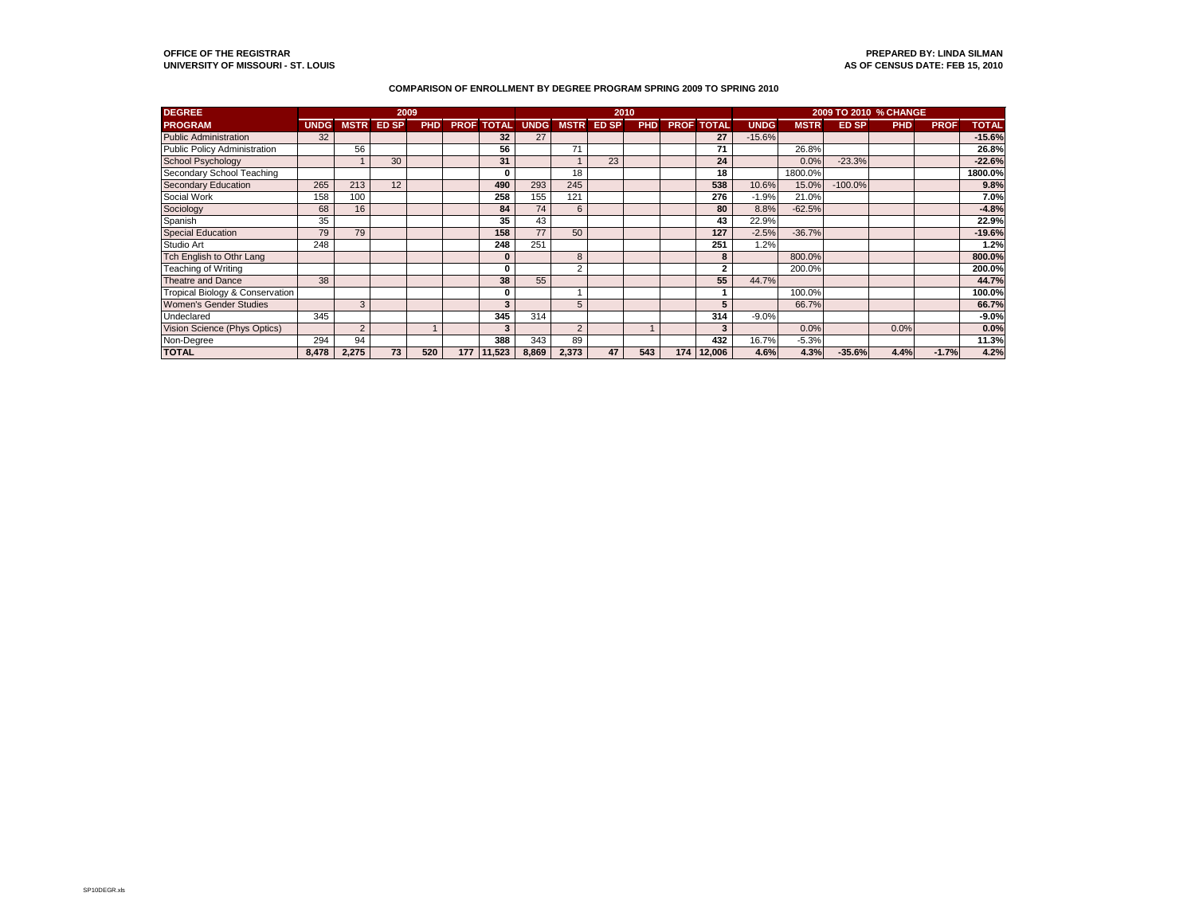**COMPARISON OF ENROLLMENT BY DEGREE PROGRAM SPRING 2009 TO SPRING 2010**

| DEGREE | 2009 | | | | | | 2010 | | | | | | 2009 TO 2010 % CHANGE | | | | | |
|---|---|---|---|---|---|---|---|---|---|---|---|---|---|---|---|---|---|---|
| PROGRAM | UNDG | MSTR | ED SP | PHD | PROF | TOTAL | UNDG | MSTR | ED SP | PHD | PROF | TOTAL | UNDG | MSTR | ED SP | PHD | PROF | TOTAL |
| Public Administration | 32 | | | | | 32 | 27 | | | | | 27 | -15.6% | | | | | -15.6% |
| Public Policy Administration | | 56 | | | | 56 | | 71 | | | | 71 | | 26.8% | | | | 26.8% |
| School Psychology | | 1 | 30 | | | 31 | | 1 | 23 | | | 24 | | 0.0% | -23.3% | | | -22.6% |
| Secondary School Teaching | | | | | | 0 | | 18 | | | | 18 | | 1800.0% | | | | 1800.0% |
| Secondary Education | 265 | 213 | 12 | | | 490 | 293 | 245 | | | | 538 | 10.6% | 15.0% | -100.0% | | | 9.8% |
| Social Work | 158 | 100 | | | | 258 | 155 | 121 | | | | 276 | -1.9% | 21.0% | | | | 7.0% |
| Sociology | 68 | 16 | | | | 84 | 74 | 6 | | | | 80 | 8.8% | -62.5% | | | | -4.8% |
| Spanish | 35 | | | | | 35 | 43 | | | | | 43 | 22.9% | | | | | 22.9% |
| Special Education | 79 | 79 | | | | 158 | 77 | 50 | | | | 127 | -2.5% | -36.7% | | | | -19.6% |
| Studio Art | 248 | | | | | 248 | 251 | | | | | 251 | 1.2% | | | | | 1.2% |
| Tch English to Othr Lang | | | | | | 0 | | 8 | | | | 8 | | 800.0% | | | | 800.0% |
| Teaching of Writing | | | | | | 0 | | 2 | | | | 2 | | 200.0% | | | | 200.0% |
| Theatre and Dance | 38 | | | | | 38 | 55 | | | | | 55 | 44.7% | | | | | 44.7% |
| Tropical Biology & Conservation | | | | | | 0 | | 1 | | | | 1 | | 100.0% | | | | 100.0% |
| Women's Gender Studies | | 3 | | | | 3 | | 5 | | | | 5 | | 66.7% | | | | 66.7% |
| Undeclared | 345 | | | | | 345 | 314 | | | | | 314 | -9.0% | | | | | -9.0% |
| Vision Science (Phys Optics) | | 2 | | 1 | | 3 | | 2 | | 1 | | 3 | | 0.0% | | 0.0% | | 0.0% |
| Non-Degree | 294 | 94 | | | | 388 | 343 | 89 | | | | 432 | 16.7% | -5.3% | | | | 11.3% |
| **TOTAL** | **8,478** | **2,275** | **73** | **520** | **177** | **11,523** | **8,869** | **2,373** | **47** | **543** | **174** | **12,006** | **4.6%** | **4.3%** | **-35.6%** | **4.4%** | **-1.7%** | **4.2%** |